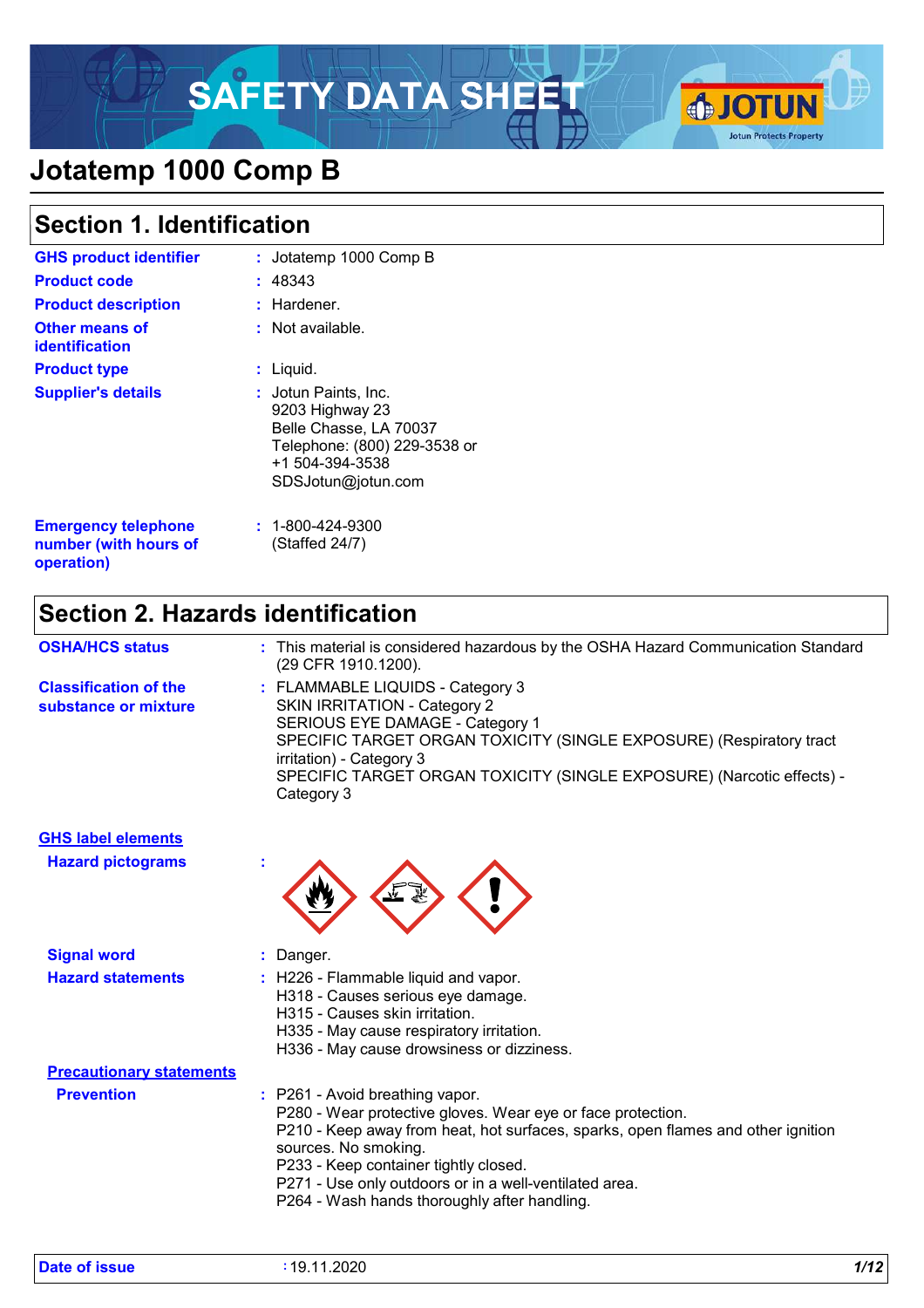# SAFETY DATA SHEET

# Jotatemp 1000 Comp B

## Section 1. Identification

| | |
|---|---|
| **GHS product identifier** | : Jotatemp 1000 Comp B |
| **Product code** | : 48343 |
| **Product description** | : Hardener. |
| **Other means of identification** | : Not available. |
| **Product type** | : Liquid. |
| **Supplier's details** | : Jotun Paints, Inc.<br>9203 Highway 23<br>Belle Chasse, LA 70037<br>Telephone: (800) 229-3538 or<br>+1 504-394-3538<br>SDSJotun@jotun.com |
| **Emergency telephone number (with hours of operation)** | : 1-800-424-9300<br>(Staffed 24/7) |

## Section 2. Hazards identification

| | |
|---|---|
| **OSHA/HCS status** | : This material is considered hazardous by the OSHA Hazard Communication Standard (29 CFR 1910.1200). |
| **Classification of the substance or mixture** | : FLAMMABLE LIQUIDS - Category 3<br>SKIN IRRITATION - Category 2<br>SERIOUS EYE DAMAGE - Category 1<br>SPECIFIC TARGET ORGAN TOXICITY (SINGLE EXPOSURE) (Respiratory tract irritation) - Category 3<br>SPECIFIC TARGET ORGAN TOXICITY (SINGLE EXPOSURE) (Narcotic effects) - Category 3 |

**GHS label elements**

| | |
|---|---|
| **Hazard pictograms** | : |
| **Signal word** | : Danger. |
| **Hazard statements** | : H226 - Flammable liquid and vapor.<br>H318 - Causes serious eye damage.<br>H315 - Causes skin irritation.<br>H335 - May cause respiratory irritation.<br>H336 - May cause drowsiness or dizziness. |

**Precautionary statements**

| | |
|---|---|
| **Prevention** | : P261 - Avoid breathing vapor.<br>P280 - Wear protective gloves. Wear eye or face protection.<br>P210 - Keep away from heat, hot surfaces, sparks, open flames and other ignition sources. No smoking.<br>P233 - Keep container tightly closed.<br>P271 - Use only outdoors or in a well-ventilated area.<br>P264 - Wash hands thoroughly after handling. |

**Date of issue** : 19.11.2020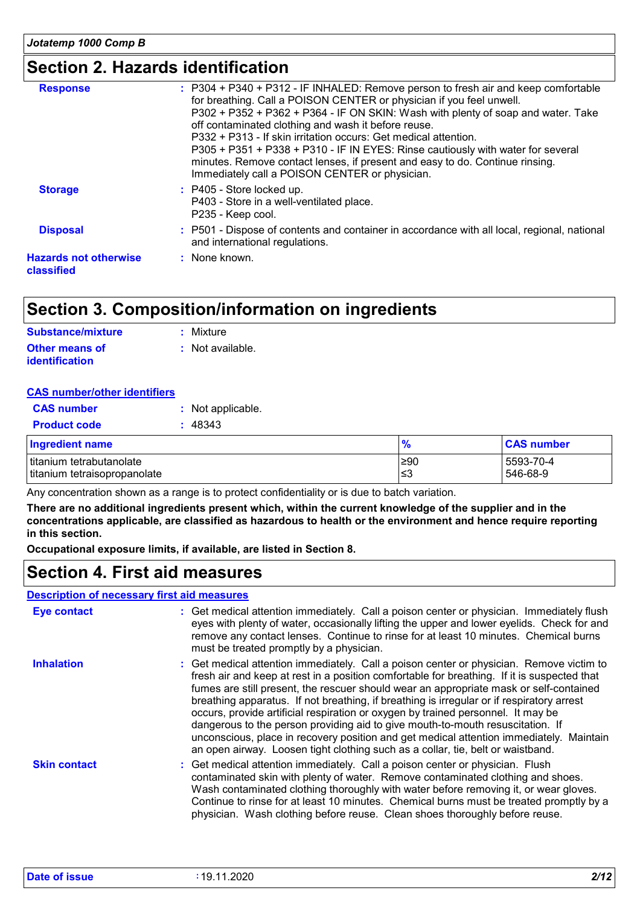## Section 2. Hazards identification

**Response** : P304 + P340 + P312 - IF INHALED: Remove person to fresh air and keep comfortable for breathing. Call a POISON CENTER or physician if you feel unwell.
P302 + P352 + P362 + P364 - IF ON SKIN: Wash with plenty of soap and water. Take off contaminated clothing and wash it before reuse.
P332 + P313 - If skin irritation occurs: Get medical attention.
P305 + P351 + P338 + P310 - IF IN EYES: Rinse cautiously with water for several minutes. Remove contact lenses, if present and easy to do. Continue rinsing. Immediately call a POISON CENTER or physician.

**Storage** : P405 - Store locked up.
P403 - Store in a well-ventilated place.
P235 - Keep cool.

**Disposal** : P501 - Dispose of contents and container in accordance with all local, regional, national and international regulations.

**Hazards not otherwise classified** : None known.

## Section 3. Composition/information on ingredients

**Substance/mixture** : Mixture

**Other means of identification** : Not available.

**CAS number/other identifiers**

**CAS number** : Not applicable.

**Product code** : 48343

| Ingredient name | % | CAS number |
|---|---|---|
| titanium tetrabutanolate | ≥90 | 5593-70-4 |
| titanium tetraisopropanolate | ≤3 | 546-68-9 |

Any concentration shown as a range is to protect confidentiality or is due to batch variation.

**There are no additional ingredients present which, within the current knowledge of the supplier and in the concentrations applicable, are classified as hazardous to health or the environment and hence require reporting in this section.**

**Occupational exposure limits, if available, are listed in Section 8.**

## Section 4. First aid measures

**Description of necessary first aid measures**

**Eye contact** : Get medical attention immediately. Call a poison center or physician. Immediately flush eyes with plenty of water, occasionally lifting the upper and lower eyelids. Check for and remove any contact lenses. Continue to rinse for at least 10 minutes. Chemical burns must be treated promptly by a physician.

**Inhalation** : Get medical attention immediately. Call a poison center or physician. Remove victim to fresh air and keep at rest in a position comfortable for breathing. If it is suspected that fumes are still present, the rescuer should wear an appropriate mask or self-contained breathing apparatus. If not breathing, if breathing is irregular or if respiratory arrest occurs, provide artificial respiration or oxygen by trained personnel. It may be dangerous to the person providing aid to give mouth-to-mouth resuscitation. If unconscious, place in recovery position and get medical attention immediately. Maintain an open airway. Loosen tight clothing such as a collar, tie, belt or waistband.

**Skin contact** : Get medical attention immediately. Call a poison center or physician. Flush contaminated skin with plenty of water. Remove contaminated clothing and shoes. Wash contaminated clothing thoroughly with water before removing it, or wear gloves. Continue to rinse for at least 10 minutes. Chemical burns must be treated promptly by a physician. Wash clothing before reuse. Clean shoes thoroughly before reuse.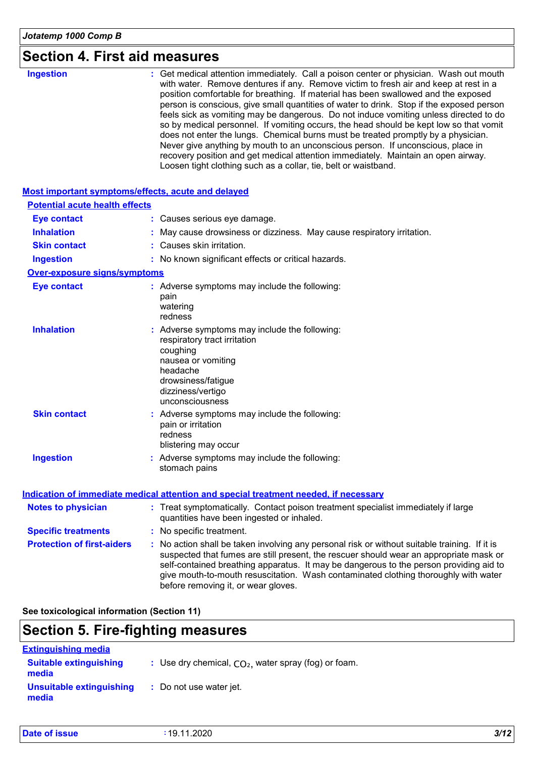## Section 4. First aid measures

**Ingestion** : Get medical attention immediately. Call a poison center or physician. Wash out mouth with water. Remove dentures if any. Remove victim to fresh air and keep at rest in a position comfortable for breathing. If material has been swallowed and the exposed person is conscious, give small quantities of water to drink. Stop if the exposed person feels sick as vomiting may be dangerous. Do not induce vomiting unless directed to do so by medical personnel. If vomiting occurs, the head should be kept low so that vomit does not enter the lungs. Chemical burns must be treated promptly by a physician. Never give anything by mouth to an unconscious person. If unconscious, place in recovery position and get medical attention immediately. Maintain an open airway. Loosen tight clothing such as a collar, tie, belt or waistband.

### Most important symptoms/effects, acute and delayed

**Potential acute health effects**

**Eye contact** : Causes serious eye damage.

**Inhalation** : May cause drowsiness or dizziness. May cause respiratory irritation.

**Skin contact** : Causes skin irritation.

**Ingestion** : No known significant effects or critical hazards.

**Over-exposure signs/symptoms**

**Eye contact** : Adverse symptoms may include the following:
pain
watering
redness

**Inhalation** : Adverse symptoms may include the following:
respiratory tract irritation
coughing
nausea or vomiting
headache
drowsiness/fatigue
dizziness/vertigo
unconsciousness

**Skin contact** : Adverse symptoms may include the following:
pain or irritation
redness
blistering may occur

**Ingestion** : Adverse symptoms may include the following:
stomach pains

### Indication of immediate medical attention and special treatment needed, if necessary

**Notes to physician** : Treat symptomatically. Contact poison treatment specialist immediately if large quantities have been ingested or inhaled.

**Specific treatments** : No specific treatment.

**Protection of first-aiders** : No action shall be taken involving any personal risk or without suitable training. If it is suspected that fumes are still present, the rescuer should wear an appropriate mask or self-contained breathing apparatus. It may be dangerous to the person providing aid to give mouth-to-mouth resuscitation. Wash contaminated clothing thoroughly with water before removing it, or wear gloves.

**See toxicological information (Section 11)**

## Section 5. Fire-fighting measures

### Extinguishing media

**Suitable extinguishing media** : Use dry chemical, $CO_2$, water spray (fog) or foam.

**Unsuitable extinguishing media** : Do not use water jet.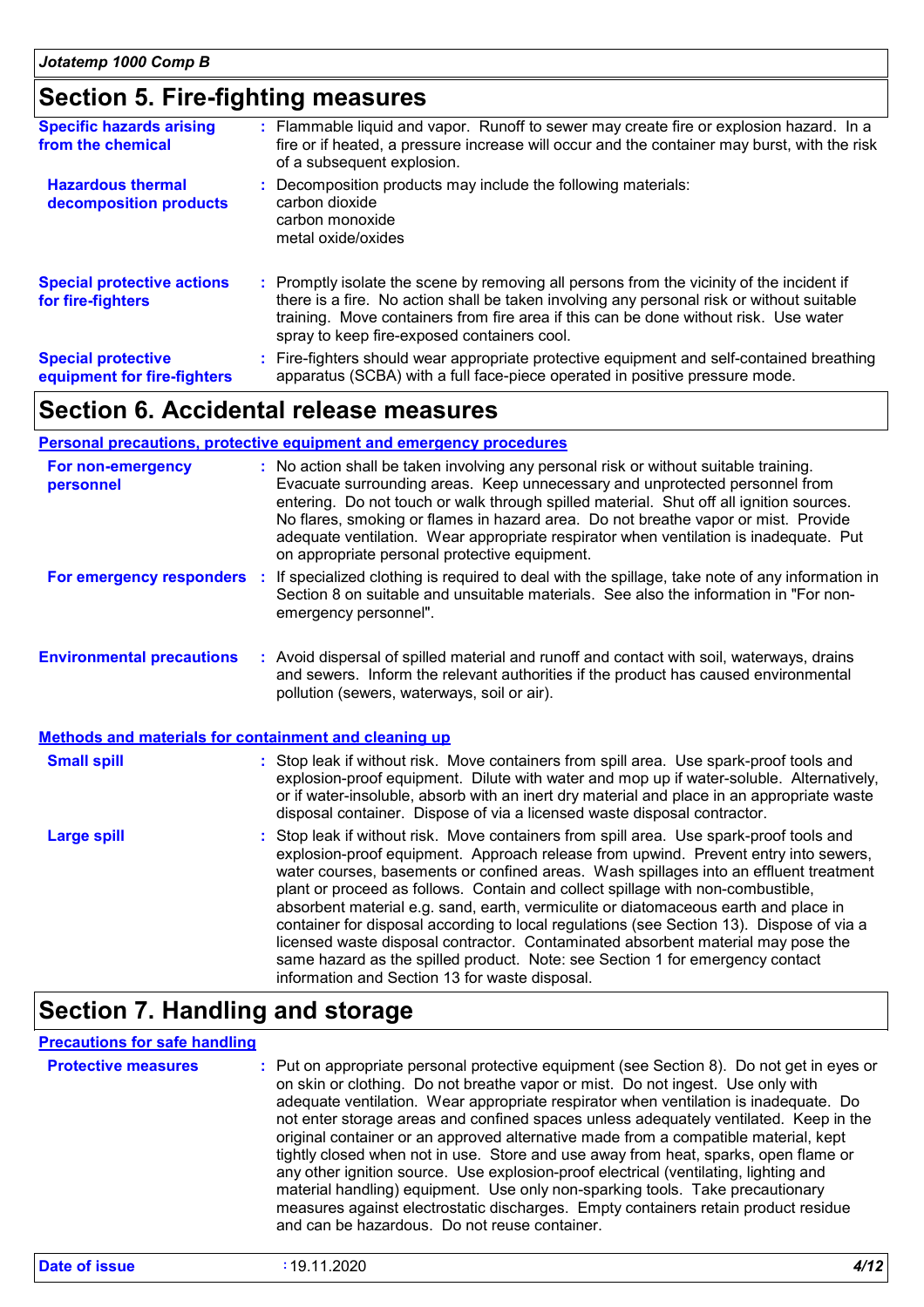## Section 5. Fire-fighting measures

**Specific hazards arising from the chemical** : Flammable liquid and vapor. Runoff to sewer may create fire or explosion hazard. In a fire or if heated, a pressure increase will occur and the container may burst, with the risk of a subsequent explosion.

**Hazardous thermal decomposition products** : Decomposition products may include the following materials:
carbon dioxide
carbon monoxide
metal oxide/oxides

**Special protective actions for fire-fighters** : Promptly isolate the scene by removing all persons from the vicinity of the incident if there is a fire. No action shall be taken involving any personal risk or without suitable training. Move containers from fire area if this can be done without risk. Use water spray to keep fire-exposed containers cool.

**Special protective equipment for fire-fighters** : Fire-fighters should wear appropriate protective equipment and self-contained breathing apparatus (SCBA) with a full face-piece operated in positive pressure mode.

## Section 6. Accidental release measures

### Personal precautions, protective equipment and emergency procedures

**For non-emergency personnel** : No action shall be taken involving any personal risk or without suitable training. Evacuate surrounding areas. Keep unnecessary and unprotected personnel from entering. Do not touch or walk through spilled material. Shut off all ignition sources. No flares, smoking or flames in hazard area. Do not breathe vapor or mist. Provide adequate ventilation. Wear appropriate respirator when ventilation is inadequate. Put on appropriate personal protective equipment.

**For emergency responders** : If specialized clothing is required to deal with the spillage, take note of any information in Section 8 on suitable and unsuitable materials. See also the information in "For non-emergency personnel".

**Environmental precautions** : Avoid dispersal of spilled material and runoff and contact with soil, waterways, drains and sewers. Inform the relevant authorities if the product has caused environmental pollution (sewers, waterways, soil or air).

### Methods and materials for containment and cleaning up

**Small spill** : Stop leak if without risk. Move containers from spill area. Use spark-proof tools and explosion-proof equipment. Dilute with water and mop up if water-soluble. Alternatively, or if water-insoluble, absorb with an inert dry material and place in an appropriate waste disposal container. Dispose of via a licensed waste disposal contractor.

**Large spill** : Stop leak if without risk. Move containers from spill area. Use spark-proof tools and explosion-proof equipment. Approach release from upwind. Prevent entry into sewers, water courses, basements or confined areas. Wash spillages into an effluent treatment plant or proceed as follows. Contain and collect spillage with non-combustible, absorbent material e.g. sand, earth, vermiculite or diatomaceous earth and place in container for disposal according to local regulations (see Section 13). Dispose of via a licensed waste disposal contractor. Contaminated absorbent material may pose the same hazard as the spilled product. Note: see Section 1 for emergency contact information and Section 13 for waste disposal.

## Section 7. Handling and storage

### Precautions for safe handling

**Protective measures** : Put on appropriate personal protective equipment (see Section 8). Do not get in eyes or on skin or clothing. Do not breathe vapor or mist. Do not ingest. Use only with adequate ventilation. Wear appropriate respirator when ventilation is inadequate. Do not enter storage areas and confined spaces unless adequately ventilated. Keep in the original container or an approved alternative made from a compatible material, kept tightly closed when not in use. Store and use away from heat, sparks, open flame or any other ignition source. Use explosion-proof electrical (ventilating, lighting and material handling) equipment. Use only non-sparking tools. Take precautionary measures against electrostatic discharges. Empty containers retain product residue and can be hazardous. Do not reuse container.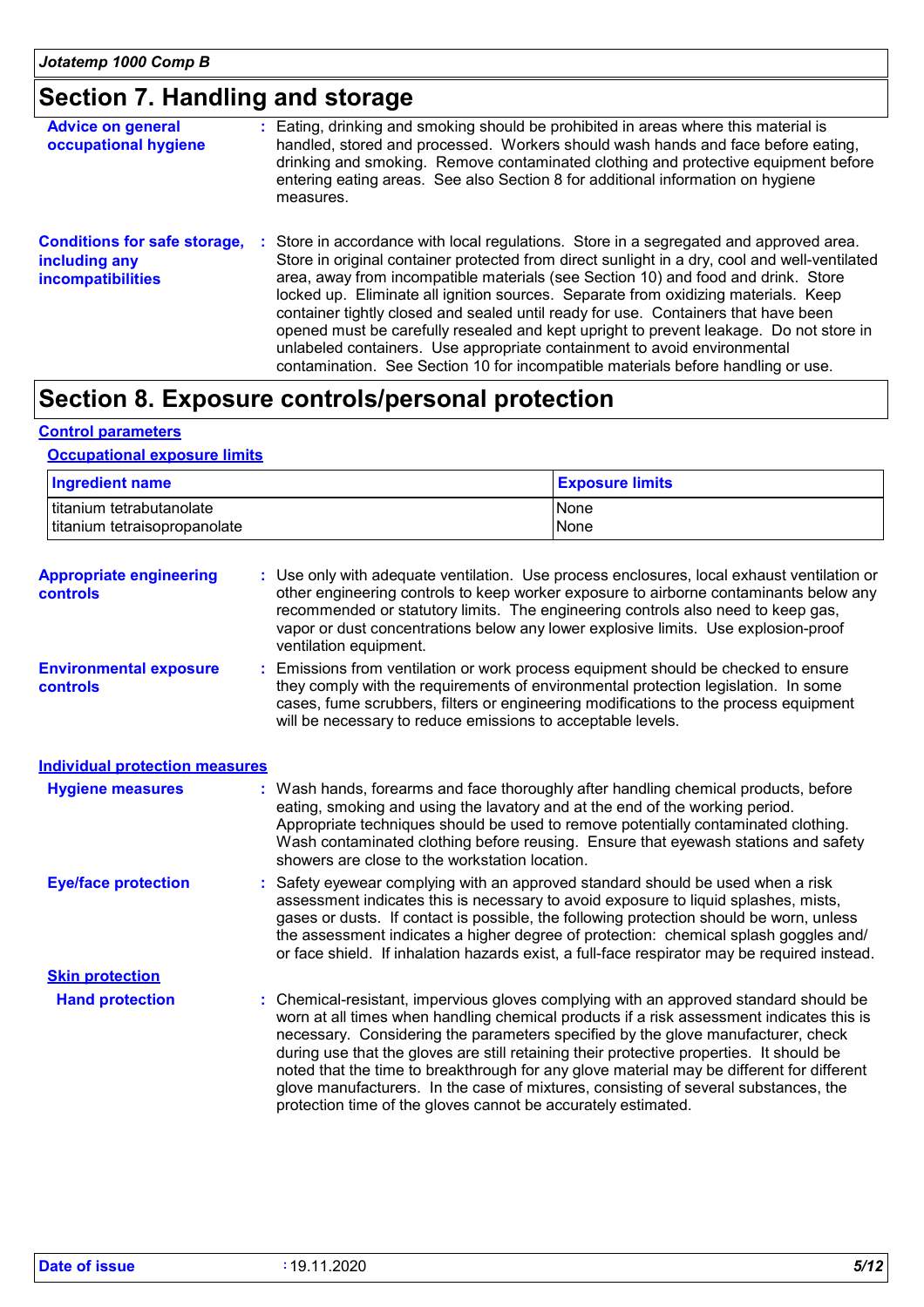## Section 7. Handling and storage

**Advice on general occupational hygiene** : Eating, drinking and smoking should be prohibited in areas where this material is handled, stored and processed. Workers should wash hands and face before eating, drinking and smoking. Remove contaminated clothing and protective equipment before entering eating areas. See also Section 8 for additional information on hygiene measures.

**Conditions for safe storage, including any incompatibilities** : Store in accordance with local regulations. Store in a segregated and approved area. Store in original container protected from direct sunlight in a dry, cool and well-ventilated area, away from incompatible materials (see Section 10) and food and drink. Store locked up. Eliminate all ignition sources. Separate from oxidizing materials. Keep container tightly closed and sealed until ready for use. Containers that have been opened must be carefully resealed and kept upright to prevent leakage. Do not store in unlabeled containers. Use appropriate containment to avoid environmental contamination. See Section 10 for incompatible materials before handling or use.

## Section 8. Exposure controls/personal protection

### Control parameters

#### Occupational exposure limits

| Ingredient name | Exposure limits |
|---|---|
| titanium tetrabutanolate | None |
| titanium tetraisopropanolate | None |

**Appropriate engineering controls** : Use only with adequate ventilation. Use process enclosures, local exhaust ventilation or other engineering controls to keep worker exposure to airborne contaminants below any recommended or statutory limits. The engineering controls also need to keep gas, vapor or dust concentrations below any lower explosive limits. Use explosion-proof ventilation equipment.

**Environmental exposure controls** : Emissions from ventilation or work process equipment should be checked to ensure they comply with the requirements of environmental protection legislation. In some cases, fume scrubbers, filters or engineering modifications to the process equipment will be necessary to reduce emissions to acceptable levels.

### Individual protection measures

**Hygiene measures** : Wash hands, forearms and face thoroughly after handling chemical products, before eating, smoking and using the lavatory and at the end of the working period. Appropriate techniques should be used to remove potentially contaminated clothing. Wash contaminated clothing before reusing. Ensure that eyewash stations and safety showers are close to the workstation location.

**Eye/face protection** : Safety eyewear complying with an approved standard should be used when a risk assessment indicates this is necessary to avoid exposure to liquid splashes, mists, gases or dusts. If contact is possible, the following protection should be worn, unless the assessment indicates a higher degree of protection: chemical splash goggles and/ or face shield. If inhalation hazards exist, a full-face respirator may be required instead.

#### Skin protection

**Hand protection** : Chemical-resistant, impervious gloves complying with an approved standard should be worn at all times when handling chemical products if a risk assessment indicates this is necessary. Considering the parameters specified by the glove manufacturer, check during use that the gloves are still retaining their protective properties. It should be noted that the time to breakthrough for any glove material may be different for different glove manufacturers. In the case of mixtures, consisting of several substances, the protection time of the gloves cannot be accurately estimated.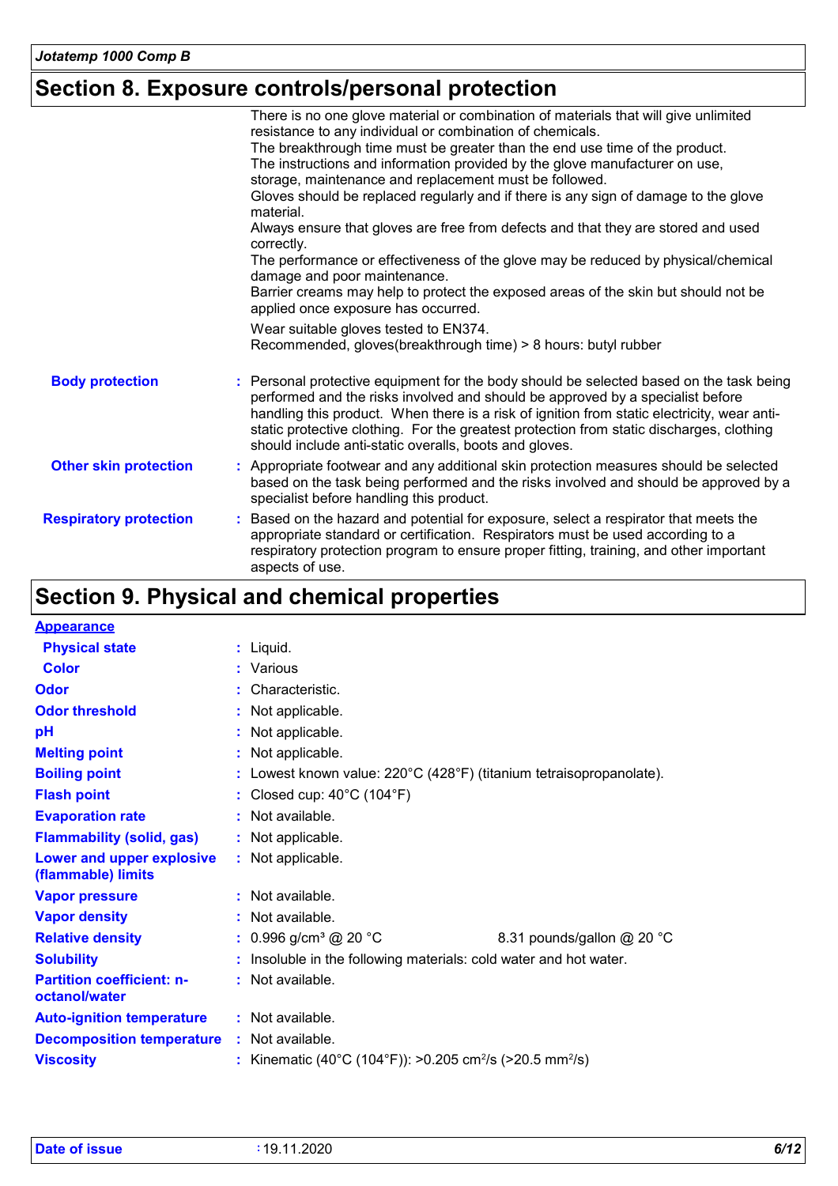## Section 8. Exposure controls/personal protection

There is no one glove material or combination of materials that will give unlimited resistance to any individual or combination of chemicals.
The breakthrough time must be greater than the end use time of the product.
The instructions and information provided by the glove manufacturer on use, storage, maintenance and replacement must be followed.
Gloves should be replaced regularly and if there is any sign of damage to the glove material.
Always ensure that gloves are free from defects and that they are stored and used correctly.
The performance or effectiveness of the glove may be reduced by physical/chemical damage and poor maintenance.
Barrier creams may help to protect the exposed areas of the skin but should not be applied once exposure has occurred.

Wear suitable gloves tested to EN374.
Recommended, gloves(breakthrough time) > 8 hours: butyl rubber

**Body protection** : Personal protective equipment for the body should be selected based on the task being performed and the risks involved and should be approved by a specialist before handling this product. When there is a risk of ignition from static electricity, wear anti-static protective clothing. For the greatest protection from static discharges, clothing should include anti-static overalls, boots and gloves.

**Other skin protection** : Appropriate footwear and any additional skin protection measures should be selected based on the task being performed and the risks involved and should be approved by a specialist before handling this product.

**Respiratory protection** : Based on the hazard and potential for exposure, select a respirator that meets the appropriate standard or certification. Respirators must be used according to a respiratory protection program to ensure proper fitting, training, and other important aspects of use.

## Section 9. Physical and chemical properties

**Appearance**

| Property | Value |
|---|---|
| Physical state | Liquid. |
| Color | Various |
| Odor | Characteristic. |
| Odor threshold | Not applicable. |
| pH | Not applicable. |
| Melting point | Not applicable. |
| Boiling point | Lowest known value: 220°C (428°F) (titanium tetraisopropanolate). |
| Flash point | Closed cup: 40°C (104°F) |
| Evaporation rate | Not available. |
| Flammability (solid, gas) | Not applicable. |
| Lower and upper explosive (flammable) limits | Not applicable. |
| Vapor pressure | Not available. |
| Vapor density | Not available. |
| Relative density | 0.996 g/cm³ @ 20 °C 8.31 pounds/gallon @ 20 °C |
| Solubility | Insoluble in the following materials: cold water and hot water. |
| Partition coefficient: n-octanol/water | Not available. |
| Auto-ignition temperature | Not available. |
| Decomposition temperature | Not available. |
| Viscosity | Kinematic (40°C (104°F)): >0.205 $cm^2/s$ (>20.5 $mm^2/s$) |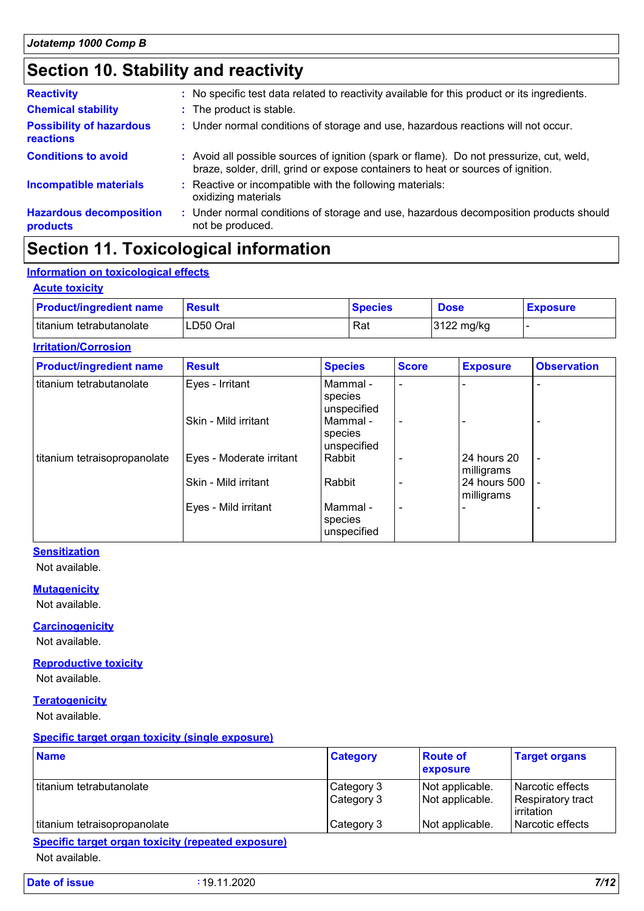# Section 10. Stability and reactivity

**Reactivity** : No specific test data related to reactivity available for this product or its ingredients.

**Chemical stability** : The product is stable.

**Possibility of hazardous reactions** : Under normal conditions of storage and use, hazardous reactions will not occur.

**Conditions to avoid** : Avoid all possible sources of ignition (spark or flame). Do not pressurize, cut, weld, braze, solder, drill, grind or expose containers to heat or sources of ignition.

**Incompatible materials** : Reactive or incompatible with the following materials: oxidizing materials

**Hazardous decomposition products** : Under normal conditions of storage and use, hazardous decomposition products should not be produced.

# Section 11. Toxicological information

## Information on toxicological effects

### Acute toxicity

| Product/ingredient name | Result | Species | Dose | Exposure |
|---|---|---|---|---|
| titanium tetrabutanolate | LD50 Oral | Rat | 3122 mg/kg | - |

### Irritation/Corrosion

| Product/ingredient name | Result | Species | Score | Exposure | Observation |
|---|---|---|---|---|---|
| titanium tetrabutanolate | Eyes - Irritant | Mammal - species unspecified | - | - | - |
| | Skin - Mild irritant | Mammal - species unspecified | - | - | - |
| titanium tetraisopropanolate | Eyes - Moderate irritant | Rabbit | - | 24 hours 20 milligrams | - |
| | Skin - Mild irritant | Rabbit | - | 24 hours 500 milligrams | - |
| | Eyes - Mild irritant | Mammal - species unspecified | - | - | - |

### Sensitization

Not available.

### Mutagenicity

Not available.

### Carcinogenicity

Not available.

### Reproductive toxicity

Not available.

### Teratogenicity

Not available.

### Specific target organ toxicity (single exposure)

| Name | Category | Route of exposure | Target organs |
|---|---|---|---|
| titanium tetrabutanolate | Category 3 | Not applicable. | Narcotic effects |
| | Category 3 | Not applicable. | Respiratory tract irritation |
| titanium tetraisopropanolate | Category 3 | Not applicable. | Narcotic effects |

### Specific target organ toxicity (repeated exposure)

Not available.

**Date of issue** : 19.11.2020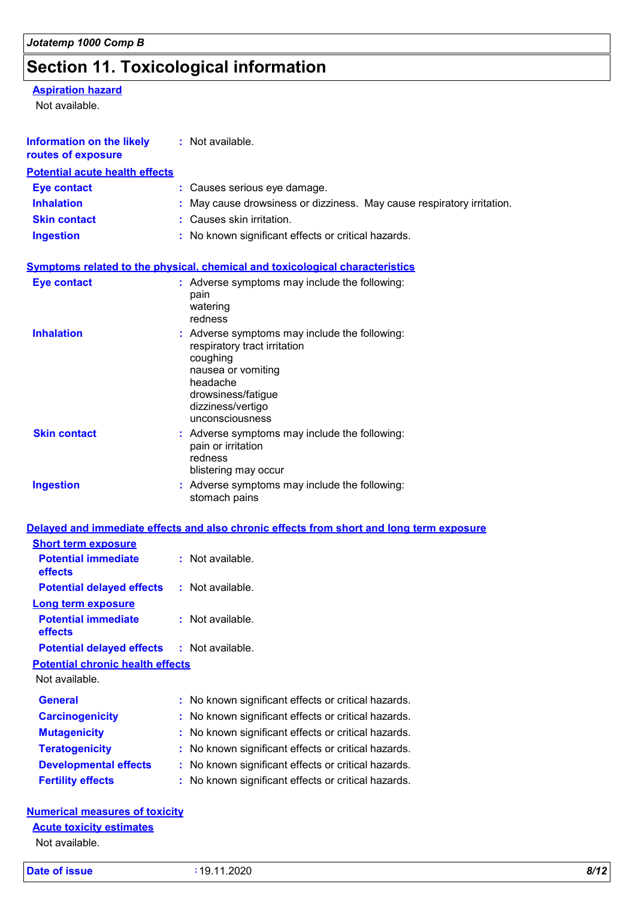# Section 11. Toxicological information

**Aspiration hazard**

Not available.

**Information on the likely routes of exposure** : Not available.

**Potential acute health effects**

| | |
|---|---|
| **Eye contact** | : Causes serious eye damage. |
| **Inhalation** | : May cause drowsiness or dizziness. May cause respiratory irritation. |
| **Skin contact** | : Causes skin irritation. |
| **Ingestion** | : No known significant effects or critical hazards. |

**Symptoms related to the physical, chemical and toxicological characteristics**

**Eye contact** : Adverse symptoms may include the following:
pain
watering
redness

**Inhalation** : Adverse symptoms may include the following:
respiratory tract irritation
coughing
nausea or vomiting
headache
drowsiness/fatigue
dizziness/vertigo
unconsciousness

**Skin contact** : Adverse symptoms may include the following:
pain or irritation
redness
blistering may occur

**Ingestion** : Adverse symptoms may include the following:
stomach pains

**Delayed and immediate effects and also chronic effects from short and long term exposure**

**Short term exposure**

| | |
|---|---|
| **Potential immediate effects** | : Not available. |
| **Potential delayed effects** | : Not available. |

**Long term exposure**

| | |
|---|---|
| **Potential immediate effects** | : Not available. |
| **Potential delayed effects** | : Not available. |

**Potential chronic health effects**

Not available.

| | |
|---|---|
| **General** | : No known significant effects or critical hazards. |
| **Carcinogenicity** | : No known significant effects or critical hazards. |
| **Mutagenicity** | : No known significant effects or critical hazards. |
| **Teratogenicity** | : No known significant effects or critical hazards. |
| **Developmental effects** | : No known significant effects or critical hazards. |
| **Fertility effects** | : No known significant effects or critical hazards. |

**Numerical measures of toxicity**

**Acute toxicity estimates**

Not available.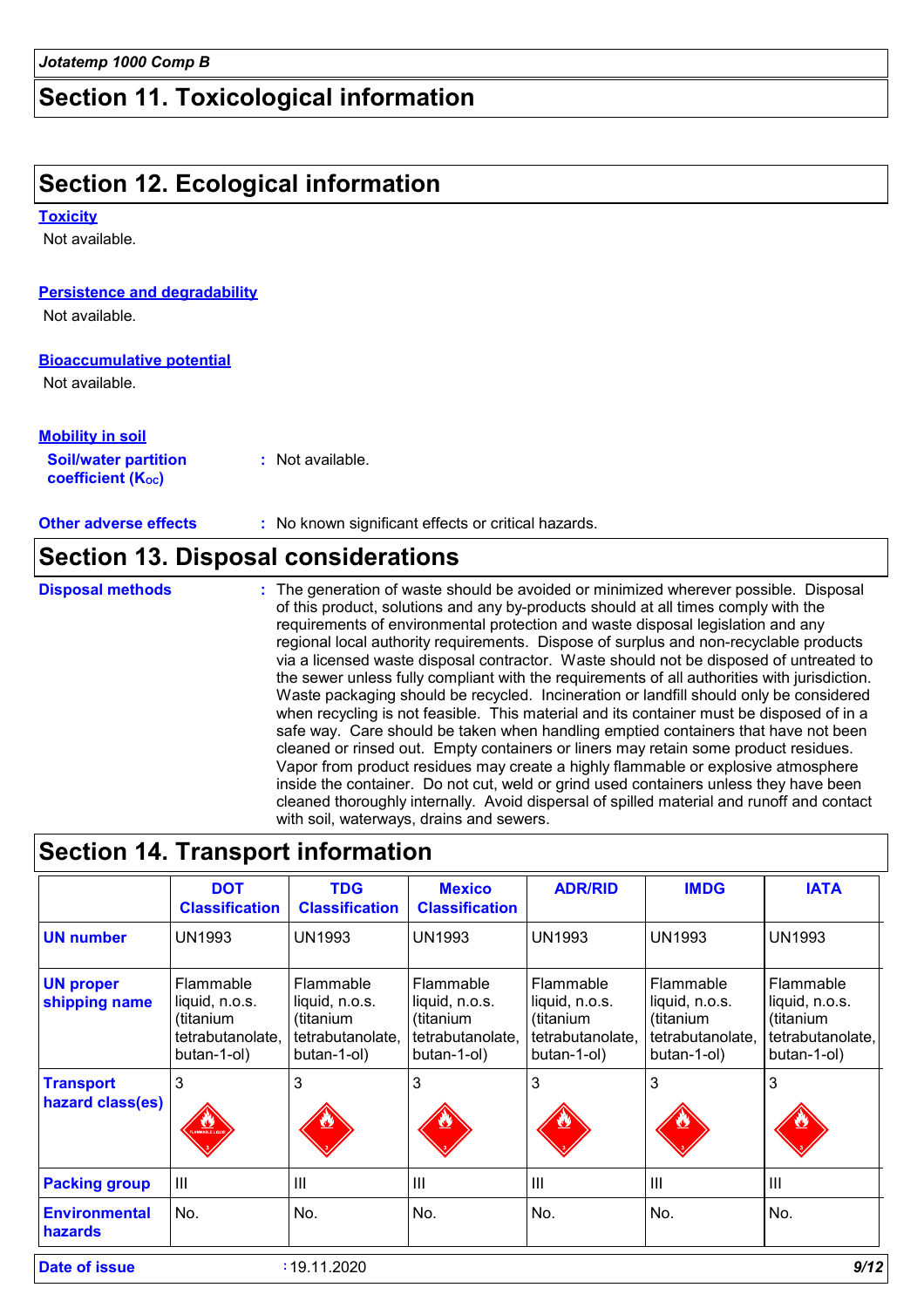## Section 11. Toxicological information

## Section 12. Ecological information

**Toxicity**

Not available.

**Persistence and degradability**

Not available.

**Bioaccumulative potential**

Not available.

**Mobility in soil**

**Soil/water partition coefficient ($K_{OC}$)** : Not available.

**Other adverse effects** : No known significant effects or critical hazards.

## Section 13. Disposal considerations

**Disposal methods** : The generation of waste should be avoided or minimized wherever possible. Disposal of this product, solutions and any by-products should at all times comply with the requirements of environmental protection and waste disposal legislation and any regional local authority requirements. Dispose of surplus and non-recyclable products via a licensed waste disposal contractor. Waste should not be disposed of untreated to the sewer unless fully compliant with the requirements of all authorities with jurisdiction. Waste packaging should be recycled. Incineration or landfill should only be considered when recycling is not feasible. This material and its container must be disposed of in a safe way. Care should be taken when handling emptied containers that have not been cleaned or rinsed out. Empty containers or liners may retain some product residues. Vapor from product residues may create a highly flammable or explosive atmosphere inside the container. Do not cut, weld or grind used containers unless they have been cleaned thoroughly internally. Avoid dispersal of spilled material and runoff and contact with soil, waterways, drains and sewers.

## Section 14. Transport information

| | DOT Classification | TDG Classification | Mexico Classification | ADR/RID | IMDG | IATA |
|---|---|---|---|---|---|---|
| **UN number** | UN1993 | UN1993 | UN1993 | UN1993 | UN1993 | UN1993 |
| **UN proper shipping name** | Flammable liquid, n.o.s. (titanium tetrabutanolate, butan-1-ol) | Flammable liquid, n.o.s. (titanium tetrabutanolate, butan-1-ol) | Flammable liquid, n.o.s. (titanium tetrabutanolate, butan-1-ol) | Flammable liquid, n.o.s. (titanium tetrabutanolate, butan-1-ol) | Flammable liquid, n.o.s. (titanium tetrabutanolate, butan-1-ol) | Flammable liquid, n.o.s. (titanium tetrabutanolate, butan-1-ol) |
| **Transport hazard class(es)** | 3 | 3 | 3 | 3 | 3 | 3 |
| **Packing group** | III | III | III | III | III | III |
| **Environmental hazards** | No. | No. | No. | No. | No. | No. |

**Date of issue** : 19.11.2020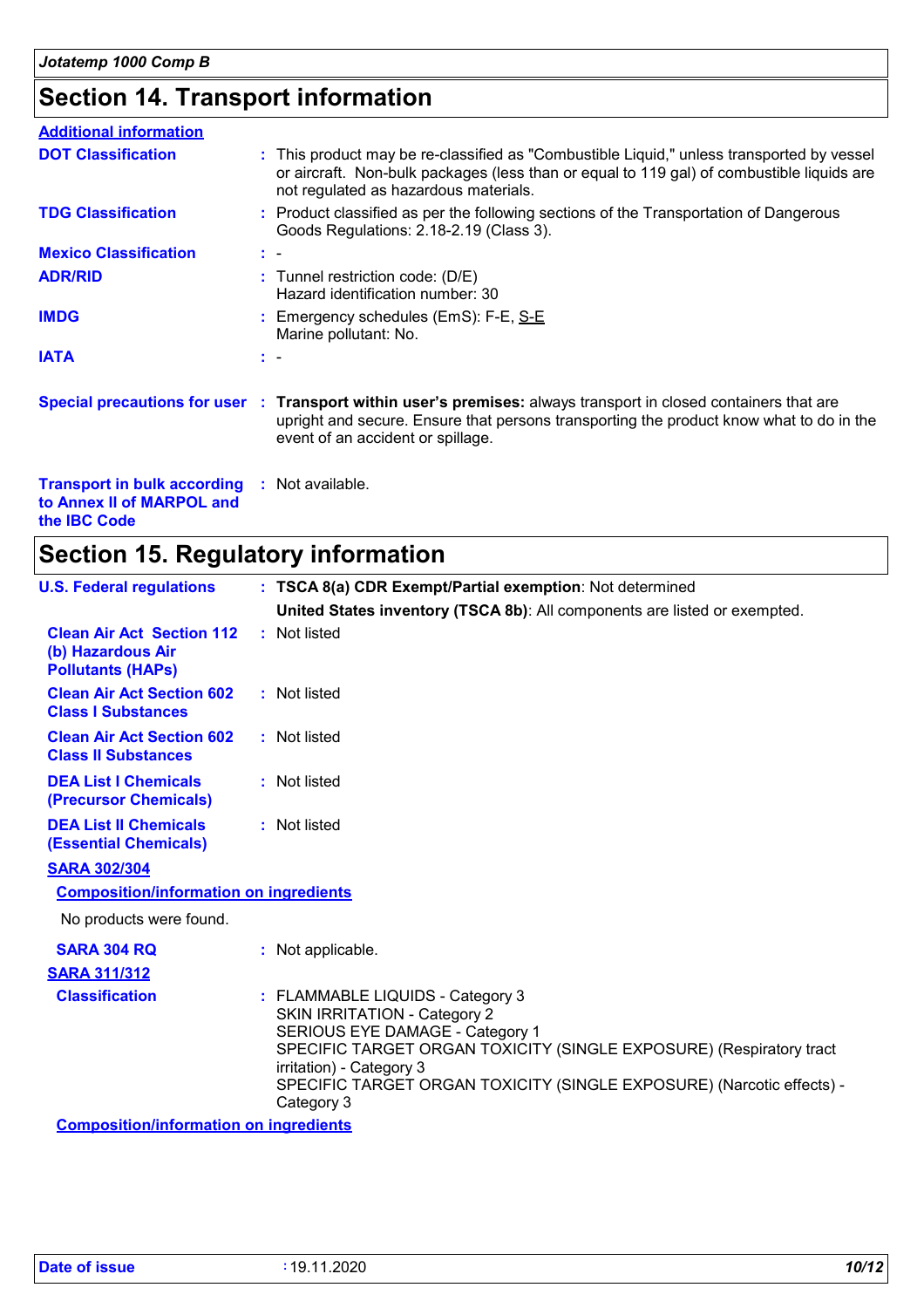## Section 14. Transport information

**Additional information**

| | |
|---|---|
| **DOT Classification** | : This product may be re-classified as "Combustible Liquid," unless transported by vessel or aircraft. Non-bulk packages (less than or equal to 119 gal) of combustible liquids are not regulated as hazardous materials. |
| **TDG Classification** | : Product classified as per the following sections of the Transportation of Dangerous Goods Regulations: 2.18-2.19 (Class 3). |
| **Mexico Classification** | : - |
| **ADR/RID** | : Tunnel restriction code: (D/E)<br>Hazard identification number: 30 |
| **IMDG** | : Emergency schedules (EmS): F-E, S-E<br>Marine pollutant: No. |
| **IATA** | : - |

**Special precautions for user** : **Transport within user's premises:** always transport in closed containers that are upright and secure. Ensure that persons transporting the product know what to do in the event of an accident or spillage.

**Transport in bulk according to Annex II of MARPOL and the IBC Code** : Not available.

## Section 15. Regulatory information

**U.S. Federal regulations** : **TSCA 8(a) CDR Exempt/Partial exemption**: Not determined

**United States inventory (TSCA 8b)**: All components are listed or exempted.

| | |
|---|---|
| **Clean Air Act Section 112 (b) Hazardous Air Pollutants (HAPs)** | : Not listed |
| **Clean Air Act Section 602 Class I Substances** | : Not listed |
| **Clean Air Act Section 602 Class II Substances** | : Not listed |
| **DEA List I Chemicals (Precursor Chemicals)** | : Not listed |
| **DEA List II Chemicals (Essential Chemicals)** | : Not listed |

**SARA 302/304**

**Composition/information on ingredients**

No products were found.

**SARA 304 RQ** : Not applicable.

**SARA 311/312**

**Classification** : FLAMMABLE LIQUIDS - Category 3
SKIN IRRITATION - Category 2
SERIOUS EYE DAMAGE - Category 1
SPECIFIC TARGET ORGAN TOXICITY (SINGLE EXPOSURE) (Respiratory tract irritation) - Category 3
SPECIFIC TARGET ORGAN TOXICITY (SINGLE EXPOSURE) (Narcotic effects) - Category 3

**Composition/information on ingredients**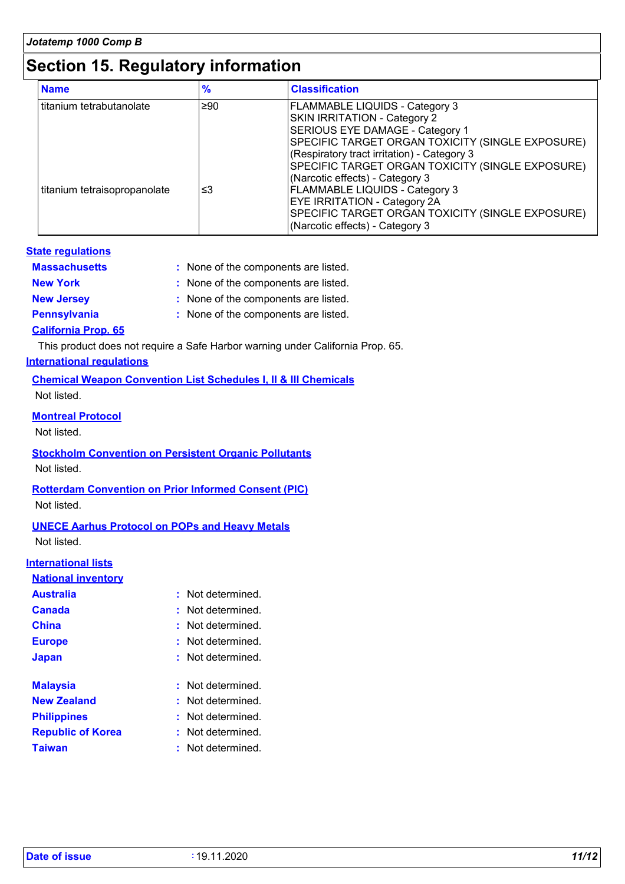# Section 15. Regulatory information

| Name | % | Classification |
|---|---|---|
| titanium tetrabutanolate | ≥90 | FLAMMABLE LIQUIDS - Category 3<br>SKIN IRRITATION - Category 2<br>SERIOUS EYE DAMAGE - Category 1<br>SPECIFIC TARGET ORGAN TOXICITY (SINGLE EXPOSURE) (Respiratory tract irritation) - Category 3<br>SPECIFIC TARGET ORGAN TOXICITY (SINGLE EXPOSURE) (Narcotic effects) - Category 3 |
| titanium tetraisopropanolate | ≤3 | FLAMMABLE LIQUIDS - Category 3<br>EYE IRRITATION - Category 2A<br>SPECIFIC TARGET ORGAN TOXICITY (SINGLE EXPOSURE) (Narcotic effects) - Category 3 |

## State regulations

**Massachusetts** : None of the components are listed.

**New York** : None of the components are listed.

**New Jersey** : None of the components are listed.

**Pennsylvania** : None of the components are listed.

### California Prop. 65

This product does not require a Safe Harbor warning under California Prop. 65.

## International regulations

### Chemical Weapon Convention List Schedules I, II & III Chemicals

Not listed.

### Montreal Protocol

Not listed.

### Stockholm Convention on Persistent Organic Pollutants

Not listed.

### Rotterdam Convention on Prior Informed Consent (PIC)

Not listed.

### UNECE Aarhus Protocol on POPs and Heavy Metals

Not listed.

## International lists

### National inventory

**Australia** : Not determined.

**Canada** : Not determined.

**China** : Not determined.

**Europe** : Not determined.

**Japan** : Not determined.

**Malaysia** : Not determined.

**New Zealand** : Not determined.

**Philippines** : Not determined.

**Republic of Korea** : Not determined.

**Taiwan** : Not determined.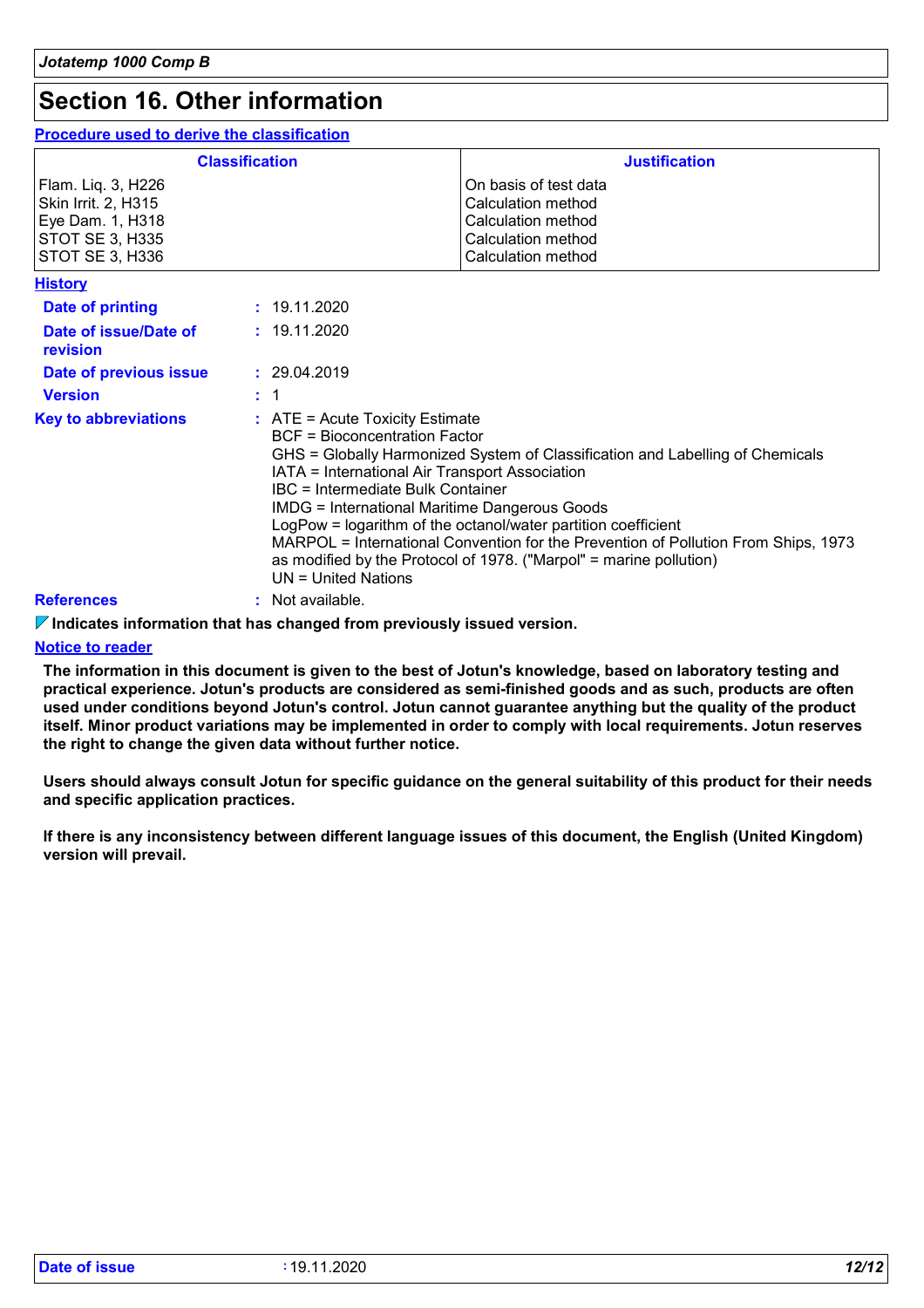# Section 16. Other information

**Procedure used to derive the classification**

| Classification | Justification |
| --- | --- |
| Flam. Liq. 3, H226 | On basis of test data |
| Skin Irrit. 2, H315 | Calculation method |
| Eye Dam. 1, H318 | Calculation method |
| STOT SE 3, H335 | Calculation method |
| STOT SE 3, H336 | Calculation method |

**History**

**Date of printing** : 19.11.2020

**Date of issue/Date of revision** : 19.11.2020

**Date of previous issue** : 29.04.2019

**Version** : 1

**Key to abbreviations** : ATE = Acute Toxicity Estimate
BCF = Bioconcentration Factor
GHS = Globally Harmonized System of Classification and Labelling of Chemicals
IATA = International Air Transport Association
IBC = Intermediate Bulk Container
IMDG = International Maritime Dangerous Goods
LogPow = logarithm of the octanol/water partition coefficient
MARPOL = International Convention for the Prevention of Pollution From Ships, 1973 as modified by the Protocol of 1978. ("Marpol" = marine pollution)
UN = United Nations

**References** : Not available.

**Indicates information that has changed from previously issued version.**

**Notice to reader**

**The information in this document is given to the best of Jotun's knowledge, based on laboratory testing and practical experience. Jotun's products are considered as semi-finished goods and as such, products are often used under conditions beyond Jotun's control. Jotun cannot guarantee anything but the quality of the product itself. Minor product variations may be implemented in order to comply with local requirements. Jotun reserves the right to change the given data without further notice.**

**Users should always consult Jotun for specific guidance on the general suitability of this product for their needs and specific application practices.**

**If there is any inconsistency between different language issues of this document, the English (United Kingdom) version will prevail.**